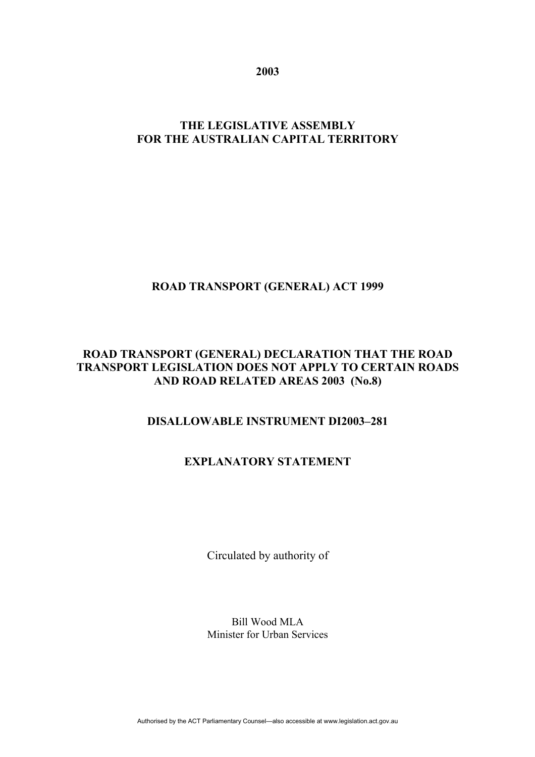**2003**

**THE LEGISLATIVE ASSEMBLY FOR THE AUSTRALIAN CAPITAL TERRITORY**

**ROAD TRANSPORT (GENERAL) ACT 1999**

**ROAD TRANSPORT (GENERAL) DECLARATION THAT THE ROAD TRANSPORT LEGISLATION DOES NOT APPLY TO CERTAIN ROADS AND ROAD RELATED AREAS 2003 (No.8)**

**DISALLOWABLE INSTRUMENT DI2003–281**

**EXPLANATORY STATEMENT**

Circulated by authority of

Bill Wood MLA
Minister for Urban Services

Authorised by the ACT Parliamentary Counsel—also accessible at www.legislation.act.gov.au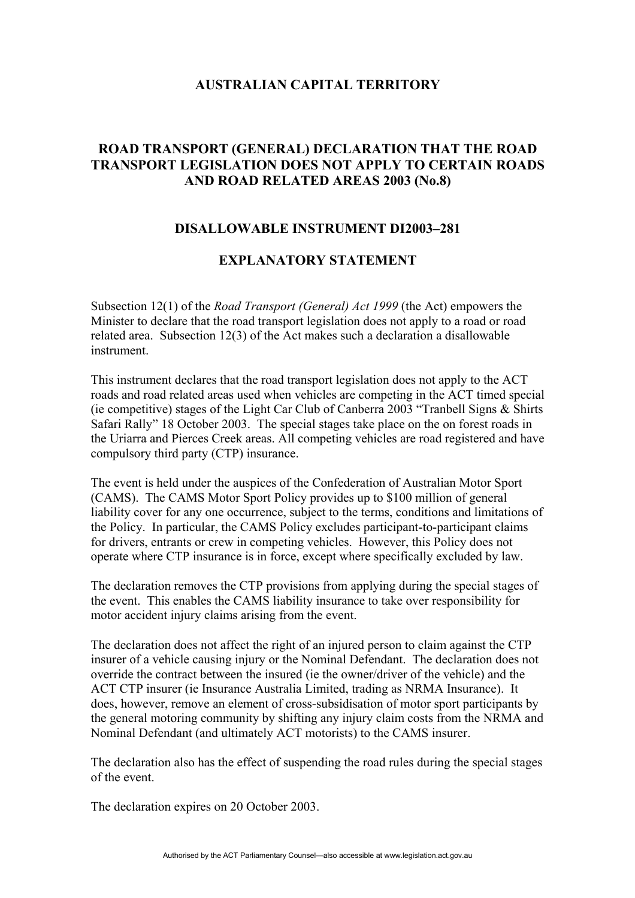**AUSTRALIAN CAPITAL TERRITORY**

**ROAD TRANSPORT (GENERAL) DECLARATION THAT THE ROAD TRANSPORT LEGISLATION DOES NOT APPLY TO CERTAIN ROADS AND ROAD RELATED AREAS 2003 (No.8)**

**DISALLOWABLE INSTRUMENT DI2003–281**

**EXPLANATORY STATEMENT**

Subsection 12(1) of the *Road Transport (General) Act 1999* (the Act) empowers the Minister to declare that the road transport legislation does not apply to a road or road related area. Subsection 12(3) of the Act makes such a declaration a disallowable instrument.

This instrument declares that the road transport legislation does not apply to the ACT roads and road related areas used when vehicles are competing in the ACT timed special (ie competitive) stages of the Light Car Club of Canberra 2003 "Tranbell Signs & Shirts Safari Rally" 18 October 2003. The special stages take place on the on forest roads in the Uriarra and Pierces Creek areas. All competing vehicles are road registered and have compulsory third party (CTP) insurance.

The event is held under the auspices of the Confederation of Australian Motor Sport (CAMS). The CAMS Motor Sport Policy provides up to $100 million of general liability cover for any one occurrence, subject to the terms, conditions and limitations of the Policy. In particular, the CAMS Policy excludes participant-to-participant claims for drivers, entrants or crew in competing vehicles. However, this Policy does not operate where CTP insurance is in force, except where specifically excluded by law.

The declaration removes the CTP provisions from applying during the special stages of the event. This enables the CAMS liability insurance to take over responsibility for motor accident injury claims arising from the event.

The declaration does not affect the right of an injured person to claim against the CTP insurer of a vehicle causing injury or the Nominal Defendant. The declaration does not override the contract between the insured (ie the owner/driver of the vehicle) and the ACT CTP insurer (ie Insurance Australia Limited, trading as NRMA Insurance). It does, however, remove an element of cross-subsidisation of motor sport participants by the general motoring community by shifting any injury claim costs from the NRMA and Nominal Defendant (and ultimately ACT motorists) to the CAMS insurer.

The declaration also has the effect of suspending the road rules during the special stages of the event.

The declaration expires on 20 October 2003.